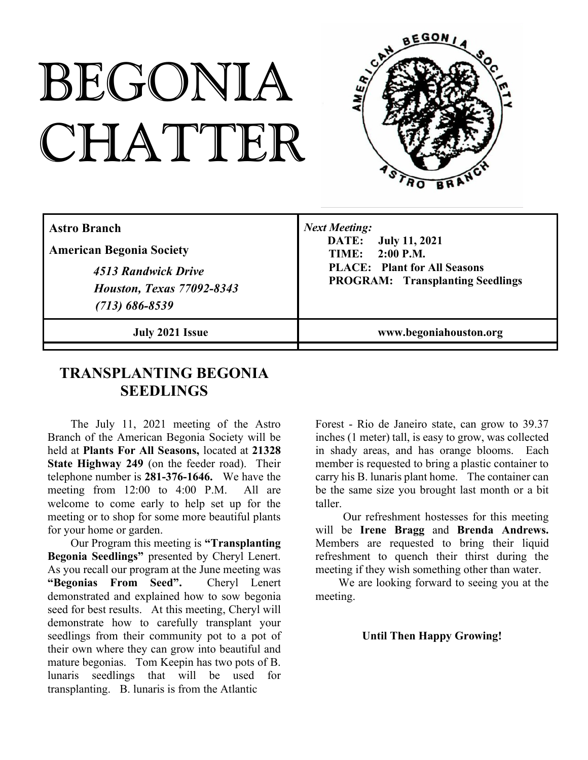# BEGONIA CHATTER

| **Astro Branch**<br>**American Begonia Society**<br>***4513 Randwick Drive***<br>***Houston, Texas 77092-8343***<br>***(713) 686-8539*** | ***Next Meeting:***<br>**DATE: July 11, 2021**<br>**TIME: 2:00 P.M.**<br>**PLACE: Plant for All Seasons**<br>**PROGRAM: Transplanting Seedlings** |
|---|---|
| **July 2021 Issue** | **www.begoniahouston.org** |

## TRANSPLANTING BEGONIA SEEDLINGS

The July 11, 2021 meeting of the Astro Branch of the American Begonia Society will be held at **Plants For All Seasons,** located at **21328 State Highway 249** (on the feeder road). Their telephone number is **281-376-1646.** We have the meeting from 12:00 to 4:00 P.M. All are welcome to come early to help set up for the meeting or to shop for some more beautiful plants for your home or garden.

Our Program this meeting is **"Transplanting Begonia Seedlings"** presented by Cheryl Lenert. As you recall our program at the June meeting was **"Begonias From Seed".** Cheryl Lenert demonstrated and explained how to sow begonia seed for best results. At this meeting, Cheryl will demonstrate how to carefully transplant your seedlings from their community pot to a pot of their own where they can grow into beautiful and mature begonias. Tom Keepin has two pots of B. lunaris seedlings that will be used for transplanting. B. lunaris is from the Atlantic Forest - Rio de Janeiro state, can grow to 39.37 inches (1 meter) tall, is easy to grow, was collected in shady areas, and has orange blooms. Each member is requested to bring a plastic container to carry his B. lunaris plant home. The container can be the same size you brought last month or a bit taller.

Our refreshment hostesses for this meeting will be **Irene Bragg** and **Brenda Andrews.** Members are requested to bring their liquid refreshment to quench their thirst during the meeting if they wish something other than water.

We are looking forward to seeing you at the meeting.

**Until Then Happy Growing!**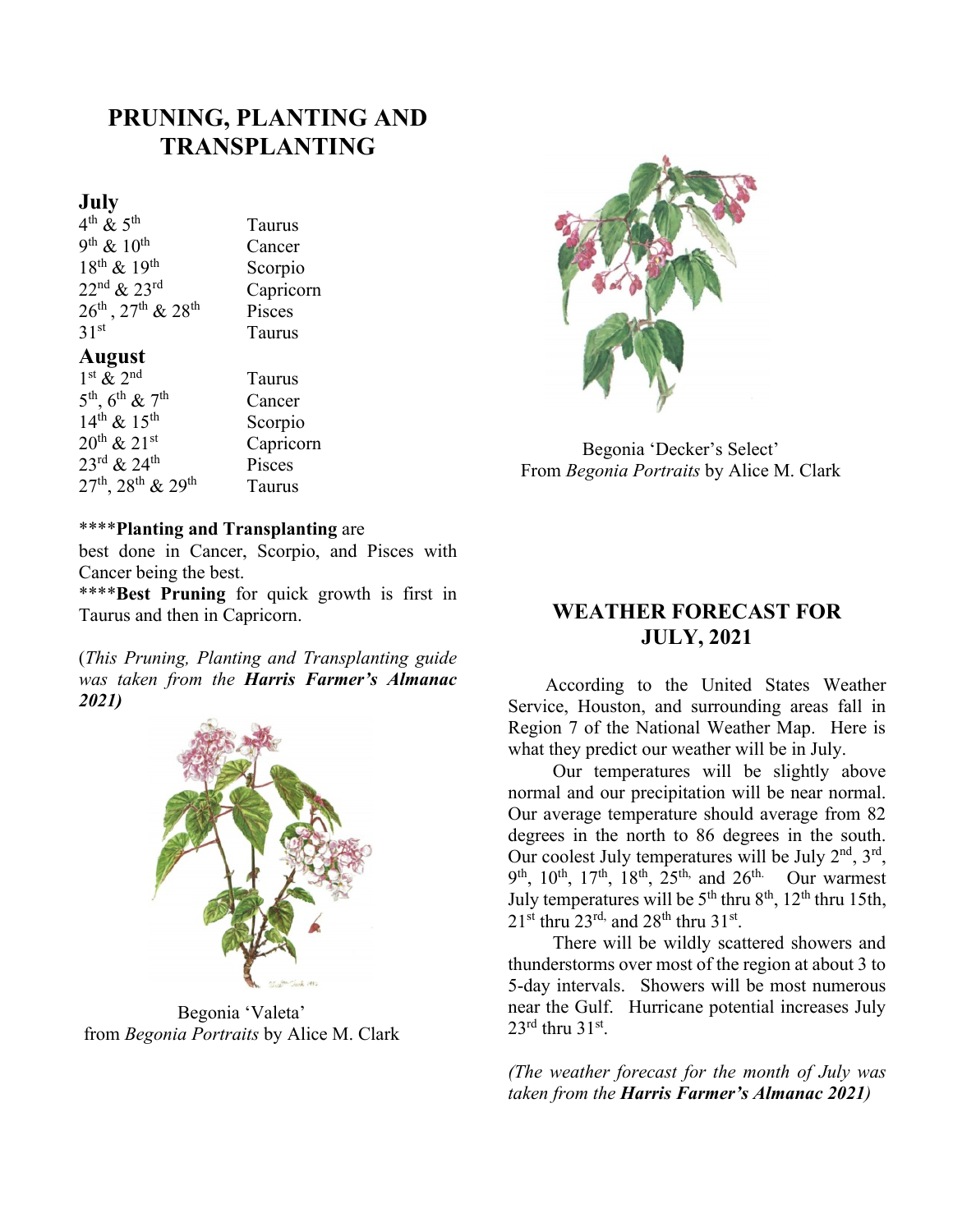# PRUNING, PLANTING AND TRANSPLANTING

## July

| | |
|---|---|
| 4th & 5th | Taurus |
| 9th & 10th | Cancer |
| 18th & 19th | Scorpio |
| 22nd & 23rd | Capricorn |
| 26th, 27th & 28th | Pisces |
| 31st | Taurus |

## August

| | |
|---|---|
| 1st & 2nd | Taurus |
| 5th, 6th & 7th | Cancer |
| 14th & 15th | Scorpio |
| 20th & 21st | Capricorn |
| 23rd & 24th | Pisces |
| 27th, 28th & 29th | Taurus |

****__Planting and Transplanting__ are best done in Cancer, Scorpio, and Pisces with Cancer being the best.

****__Best Pruning__ for quick growth is first in Taurus and then in Capricorn.

(*This Pruning, Planting and Transplanting guide was taken from the* ***Harris Farmer's Almanac 2021)***

Begonia 'Valeta'
from *Begonia Portraits* by Alice M. Clark

Begonia 'Decker's Select'
From *Begonia Portraits* by Alice M. Clark

# WEATHER FORECAST FOR JULY, 2021

According to the United States Weather Service, Houston, and surrounding areas fall in Region 7 of the National Weather Map. Here is what they predict our weather will be in July.

Our temperatures will be slightly above normal and our precipitation will be near normal. Our average temperature should average from 82 degrees in the north to 86 degrees in the south. Our coolest July temperatures will be July 2nd, 3rd, 9th, 10th, 17th, 18th, 25th, and 26th. Our warmest July temperatures will be 5th thru 8th, 12th thru 15th, 21st thru 23rd, and 28th thru 31st.

There will be wildly scattered showers and thunderstorms over most of the region at about 3 to 5-day intervals. Showers will be most numerous near the Gulf. Hurricane potential increases July 23rd thru 31st.

*(The weather forecast for the month of July was taken from the* ***Harris Farmer's Almanac 2021)***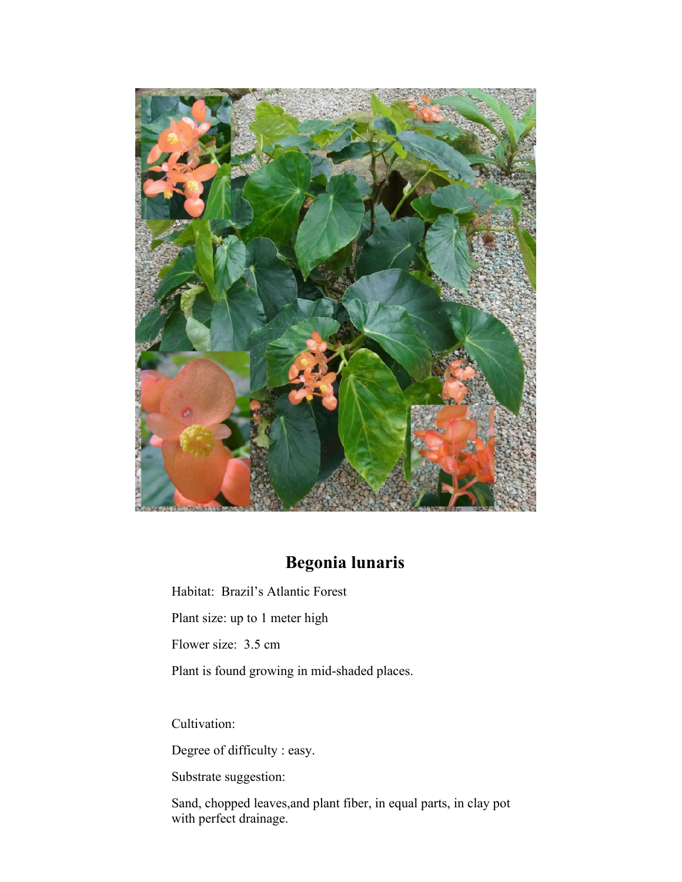# Begonia lunaris

Habitat: Brazil’s Atlantic Forest

Plant size: up to 1 meter high

Flower size: 3.5 cm

Plant is found growing in mid-shaded places.

Cultivation:

Degree of difficulty : easy.

Substrate suggestion:

Sand, chopped leaves,and plant fiber, in equal parts, in clay pot with perfect drainage.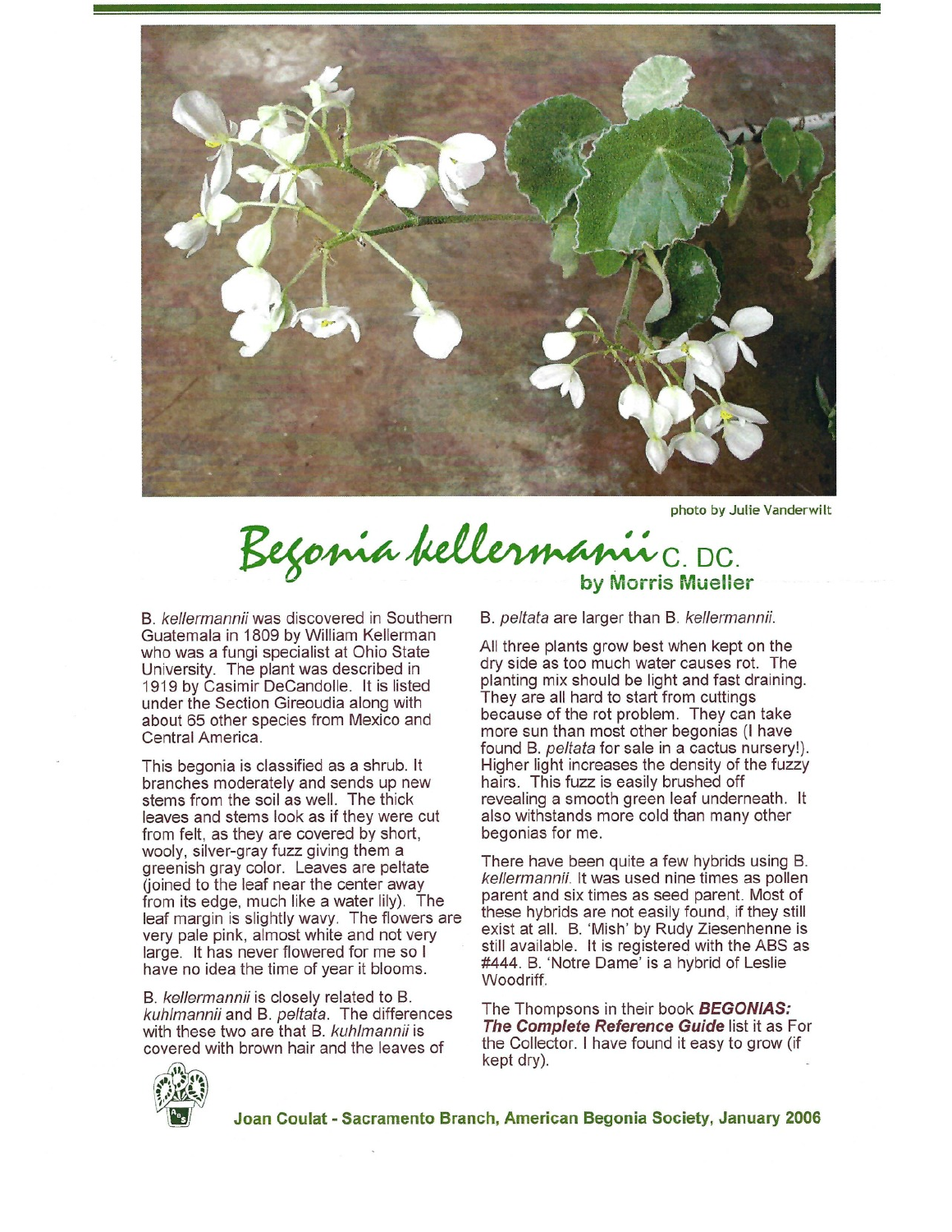photo by Julie Vanderwilt

# *Begonia kellermanii* C. DC.

## by Morris Mueller

B. *kellermannii* was discovered in Southern Guatemala in 1809 by William Kellerman who was a fungi specialist at Ohio State University. The plant was described in 1919 by Casimir DeCandolle. It is listed under the Section Gireoudia along with about 65 other species from Mexico and Central America.

This begonia is classified as a shrub. It branches moderately and sends up new stems from the soil as well. The thick leaves and stems look as if they were cut from felt, as they are covered by short, wooly, silver-gray fuzz giving them a greenish gray color. Leaves are peltate (joined to the leaf near the center away from its edge, much like a water lily). The leaf margin is slightly wavy. The flowers are very pale pink, almost white and not very large. It has never flowered for me so I have no idea the time of year it blooms.

B. *kellermannii* is closely related to B. *kuhlmannii* and B. *peltata*. The differences with these two are that B. *kuhlmannii* is covered with brown hair and the leaves of B. *peltata* are larger than B. *kellermannii*.

All three plants grow best when kept on the dry side as too much water causes rot. The planting mix should be light and fast draining. They are all hard to start from cuttings because of the rot problem. They can take more sun than most other begonias (I have found B. *peltata* for sale in a cactus nursery!). Higher light increases the density of the fuzzy hairs. This fuzz is easily brushed off revealing a smooth green leaf underneath. It also withstands more cold than many other begonias for me.

There have been quite a few hybrids using B. *kellermannii*. It was used nine times as pollen parent and six times as seed parent. Most of these hybrids are not easily found, if they still exist at all. B. 'Mish' by Rudy Ziesenhenne is still available. It is registered with the ABS as #444. B. 'Notre Dame' is a hybrid of Leslie Woodriff.

The Thompsons in their book ***BEGONIAS: The Complete Reference Guide*** list it as For the Collector. I have found it easy to grow (if kept dry).

Joan Coulat - Sacramento Branch, American Begonia Society, January 2006